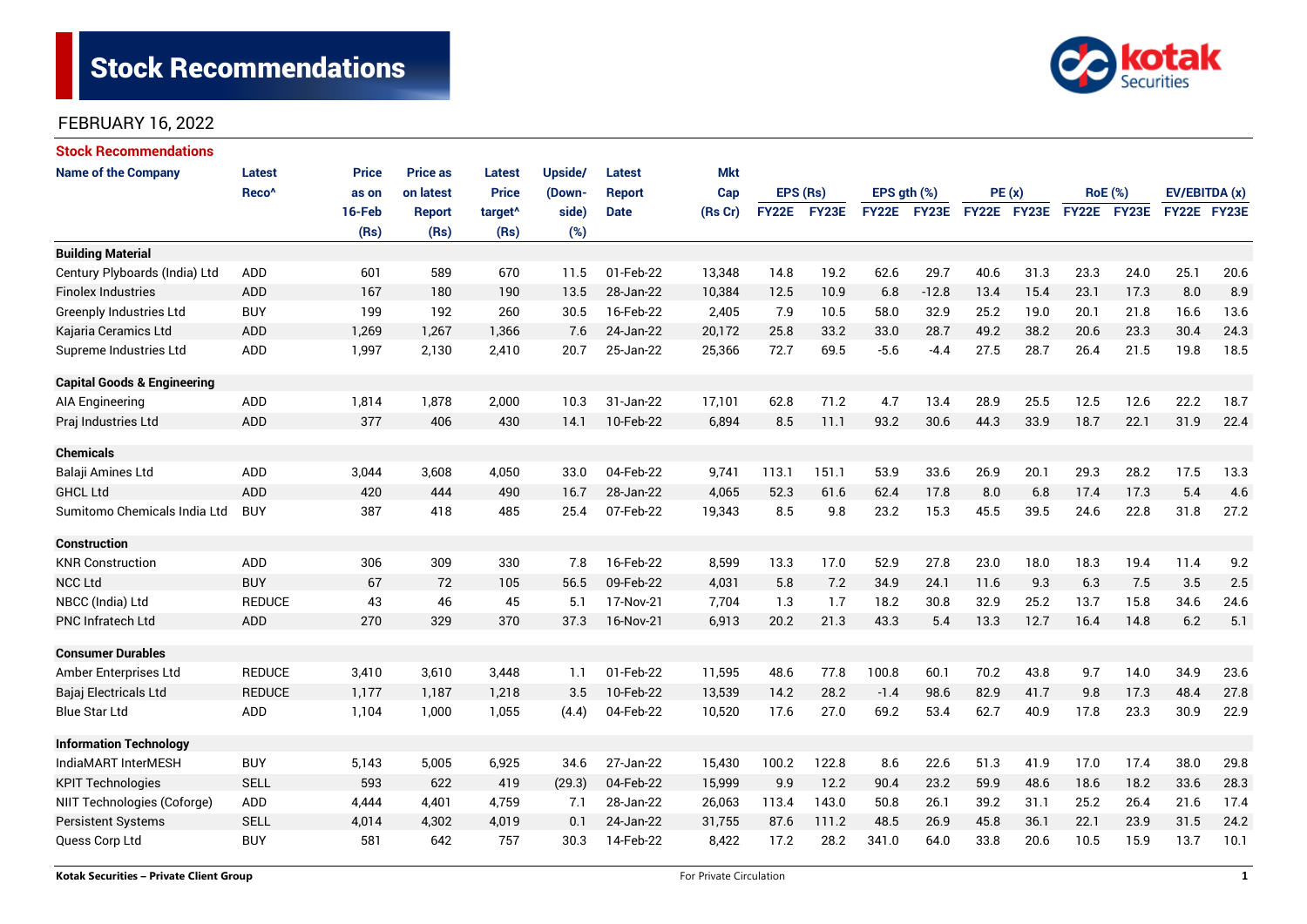# Stock Recommendations

FEBRUARY 16, 2022

## Stock Recommendations

| Name of the Company | Latest Reco^ | Price as on 16-Feb (Rs) | Price as on latest Report (Rs) | Latest Price target^ (Rs) | Upside/ (Down-side) (%) | Latest Report Date | Mkt Cap (Rs Cr) | EPS (Rs) | | EPS gth (%) | | PE (x) | | RoE (%) | | EV/EBITDA (x) | |
|---|---|---|---|---|---|---|---|---|---|---|---|---|---|---|---|---|---|
| | | | | | | | | FY22E | FY23E | FY22E | FY23E | FY22E | FY23E | FY22E | FY23E | FY22E | FY23E |
| **Building Material** | | | | | | | | | | | | | | | | | |
| Century Plyboards (India) Ltd | ADD | 601 | 589 | 670 | 11.5 | 01-Feb-22 | 13,348 | 14.8 | 19.2 | 62.6 | 29.7 | 40.6 | 31.3 | 23.3 | 24.0 | 25.1 | 20.6 |
| Finolex Industries | ADD | 167 | 180 | 190 | 13.5 | 28-Jan-22 | 10,384 | 12.5 | 10.9 | 6.8 | -12.8 | 13.4 | 15.4 | 23.1 | 17.3 | 8.0 | 8.9 |
| Greenply Industries Ltd | BUY | 199 | 192 | 260 | 30.5 | 16-Feb-22 | 2,405 | 7.9 | 10.5 | 58.0 | 32.9 | 25.2 | 19.0 | 20.1 | 21.8 | 16.6 | 13.6 |
| Kajaria Ceramics Ltd | ADD | 1,269 | 1,267 | 1,366 | 7.6 | 24-Jan-22 | 20,172 | 25.8 | 33.2 | 33.0 | 28.7 | 49.2 | 38.2 | 20.6 | 23.3 | 30.4 | 24.3 |
| Supreme Industries Ltd | ADD | 1,997 | 2,130 | 2,410 | 20.7 | 25-Jan-22 | 25,366 | 72.7 | 69.5 | -5.6 | -4.4 | 27.5 | 28.7 | 26.4 | 21.5 | 19.8 | 18.5 |
| **Capital Goods & Engineering** | | | | | | | | | | | | | | | | | |
| AIA Engineering | ADD | 1,814 | 1,878 | 2,000 | 10.3 | 31-Jan-22 | 17,101 | 62.8 | 71.2 | 4.7 | 13.4 | 28.9 | 25.5 | 12.5 | 12.6 | 22.2 | 18.7 |
| Praj Industries Ltd | ADD | 377 | 406 | 430 | 14.1 | 10-Feb-22 | 6,894 | 8.5 | 11.1 | 93.2 | 30.6 | 44.3 | 33.9 | 18.7 | 22.1 | 31.9 | 22.4 |
| **Chemicals** | | | | | | | | | | | | | | | | | |
| Balaji Amines Ltd | ADD | 3,044 | 3,608 | 4,050 | 33.0 | 04-Feb-22 | 9,741 | 113.1 | 151.1 | 53.9 | 33.6 | 26.9 | 20.1 | 29.3 | 28.2 | 17.5 | 13.3 |
| GHCL Ltd | ADD | 420 | 444 | 490 | 16.7 | 28-Jan-22 | 4,065 | 52.3 | 61.6 | 62.4 | 17.8 | 8.0 | 6.8 | 17.4 | 17.3 | 5.4 | 4.6 |
| Sumitomo Chemicals India Ltd | BUY | 387 | 418 | 485 | 25.4 | 07-Feb-22 | 19,343 | 8.5 | 9.8 | 23.2 | 15.3 | 45.5 | 39.5 | 24.6 | 22.8 | 31.8 | 27.2 |
| **Construction** | | | | | | | | | | | | | | | | | |
| KNR Construction | ADD | 306 | 309 | 330 | 7.8 | 16-Feb-22 | 8,599 | 13.3 | 17.0 | 52.9 | 27.8 | 23.0 | 18.0 | 18.3 | 19.4 | 11.4 | 9.2 |
| NCC Ltd | BUY | 67 | 72 | 105 | 56.5 | 09-Feb-22 | 4,031 | 5.8 | 7.2 | 34.9 | 24.1 | 11.6 | 9.3 | 6.3 | 7.5 | 3.5 | 2.5 |
| NBCC (India) Ltd | REDUCE | 43 | 46 | 45 | 5.1 | 17-Nov-21 | 7,704 | 1.3 | 1.7 | 18.2 | 30.8 | 32.9 | 25.2 | 13.7 | 15.8 | 34.6 | 24.6 |
| PNC Infratech Ltd | ADD | 270 | 329 | 370 | 37.3 | 16-Nov-21 | 6,913 | 20.2 | 21.3 | 43.3 | 5.4 | 13.3 | 12.7 | 16.4 | 14.8 | 6.2 | 5.1 |
| **Consumer Durables** | | | | | | | | | | | | | | | | | |
| Amber Enterprises Ltd | REDUCE | 3,410 | 3,610 | 3,448 | 1.1 | 01-Feb-22 | 11,595 | 48.6 | 77.8 | 100.8 | 60.1 | 70.2 | 43.8 | 9.7 | 14.0 | 34.9 | 23.6 |
| Bajaj Electricals Ltd | REDUCE | 1,177 | 1,187 | 1,218 | 3.5 | 10-Feb-22 | 13,539 | 14.2 | 28.2 | -1.4 | 98.6 | 82.9 | 41.7 | 9.8 | 17.3 | 48.4 | 27.8 |
| Blue Star Ltd | ADD | 1,104 | 1,000 | 1,055 | (4.4) | 04-Feb-22 | 10,520 | 17.6 | 27.0 | 69.2 | 53.4 | 62.7 | 40.9 | 17.8 | 23.3 | 30.9 | 22.9 |
| **Information Technology** | | | | | | | | | | | | | | | | | |
| IndiaMART InterMESH | BUY | 5,143 | 5,005 | 6,925 | 34.6 | 27-Jan-22 | 15,430 | 100.2 | 122.8 | 8.6 | 22.6 | 51.3 | 41.9 | 17.0 | 17.4 | 38.0 | 29.8 |
| KPIT Technologies | SELL | 593 | 622 | 419 | (29.3) | 04-Feb-22 | 15,999 | 9.9 | 12.2 | 90.4 | 23.2 | 59.9 | 48.6 | 18.6 | 18.2 | 33.6 | 28.3 |
| NIIT Technologies (Coforge) | ADD | 4,444 | 4,401 | 4,759 | 7.1 | 28-Jan-22 | 26,063 | 113.4 | 143.0 | 50.8 | 26.1 | 39.2 | 31.1 | 25.2 | 26.4 | 21.6 | 17.4 |
| Persistent Systems | SELL | 4,014 | 4,302 | 4,019 | 0.1 | 24-Jan-22 | 31,755 | 87.6 | 111.2 | 48.5 | 26.9 | 45.8 | 36.1 | 22.1 | 23.9 | 31.5 | 24.2 |
| Quess Corp Ltd | BUY | 581 | 642 | 757 | 30.3 | 14-Feb-22 | 8,422 | 17.2 | 28.2 | 341.0 | 64.0 | 33.8 | 20.6 | 10.5 | 15.9 | 13.7 | 10.1 |

Kotak Securities – Private Client Group | For Private Circulation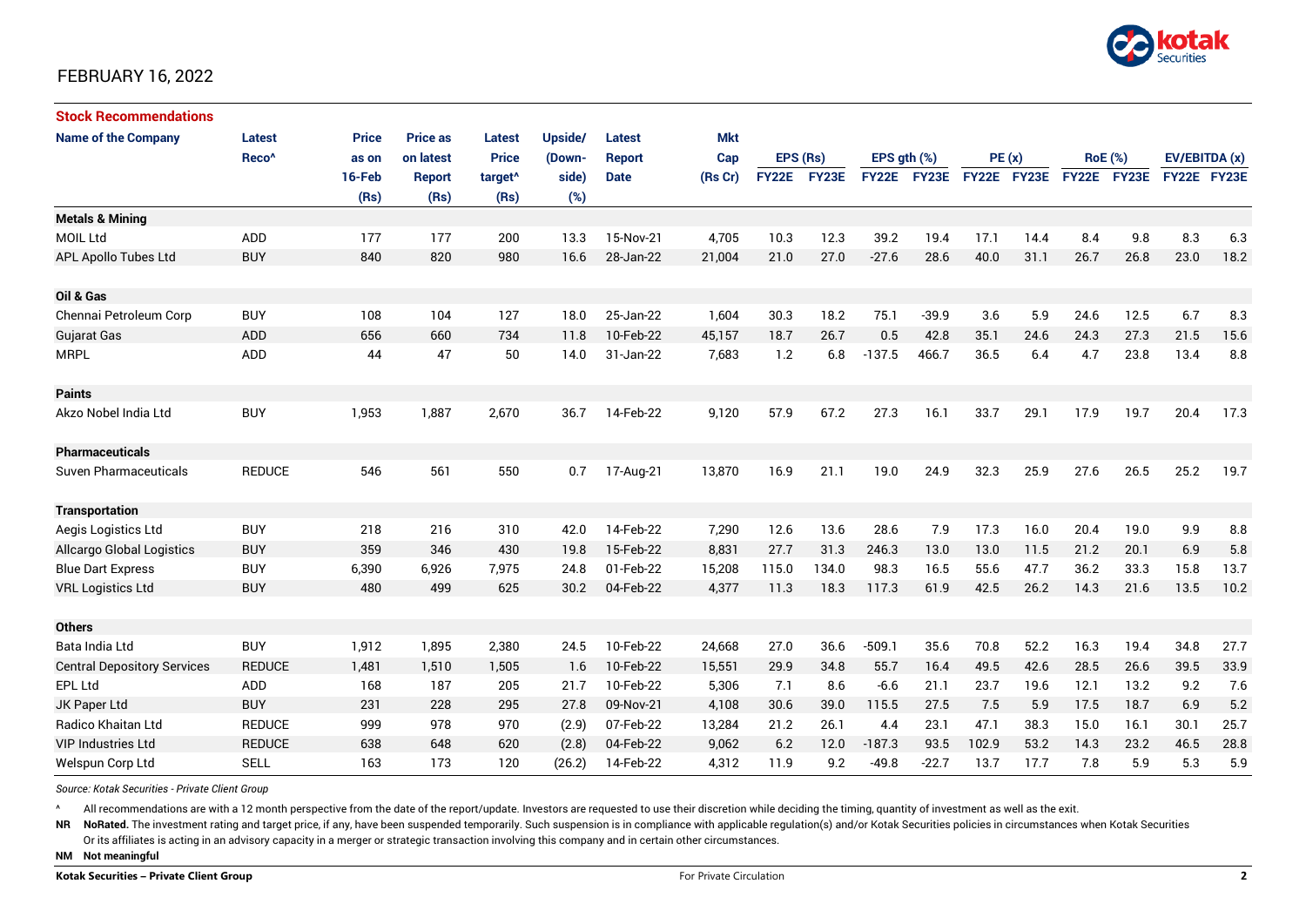FEBRUARY 16, 2022

**Stock Recommendations**

| Name of the Company | Latest Reco^ | Price as on 16-Feb (Rs) | Price as on latest Report (Rs) | Latest Price target^ (Rs) | Upside/ (Down-side) (%) | Latest Report Date | Mkt Cap (Rs Cr) | EPS (Rs) | | EPS gth (%) | | PE (x) | | RoE (%) | | EV/EBITDA (x) | |
|---|---|---|---|---|---|---|---|---|---|---|---|---|---|---|---|---|---|
| | | | | | | | | FY22E | FY23E | FY22E | FY23E | FY22E | FY23E | FY22E | FY23E | FY22E | FY23E |
| **Metals & Mining** | | | | | | | | | | | | | | | | | |
| MOIL Ltd | ADD | 177 | 177 | 200 | 13.3 | 15-Nov-21 | 4,705 | 10.3 | 12.3 | 39.2 | 19.4 | 17.1 | 14.4 | 8.4 | 9.8 | 8.3 | 6.3 |
| APL Apollo Tubes Ltd | BUY | 840 | 820 | 980 | 16.6 | 28-Jan-22 | 21,004 | 21.0 | 27.0 | -27.6 | 28.6 | 40.0 | 31.1 | 26.7 | 26.8 | 23.0 | 18.2 |
| **Oil & Gas** | | | | | | | | | | | | | | | | | |
| Chennai Petroleum Corp | BUY | 108 | 104 | 127 | 18.0 | 25-Jan-22 | 1,604 | 30.3 | 18.2 | 75.1 | -39.9 | 3.6 | 5.9 | 24.6 | 12.5 | 6.7 | 8.3 |
| Gujarat Gas | ADD | 656 | 660 | 734 | 11.8 | 10-Feb-22 | 45,157 | 18.7 | 26.7 | 0.5 | 42.8 | 35.1 | 24.6 | 24.3 | 27.3 | 21.5 | 15.6 |
| MRPL | ADD | 44 | 47 | 50 | 14.0 | 31-Jan-22 | 7,683 | 1.2 | 6.8 | -137.5 | 466.7 | 36.5 | 6.4 | 4.7 | 23.8 | 13.4 | 8.8 |
| **Paints** | | | | | | | | | | | | | | | | | |
| Akzo Nobel India Ltd | BUY | 1,953 | 1,887 | 2,670 | 36.7 | 14-Feb-22 | 9,120 | 57.9 | 67.2 | 27.3 | 16.1 | 33.7 | 29.1 | 17.9 | 19.7 | 20.4 | 17.3 |
| **Pharmaceuticals** | | | | | | | | | | | | | | | | | |
| Suven Pharmaceuticals | REDUCE | 546 | 561 | 550 | 0.7 | 17-Aug-21 | 13,870 | 16.9 | 21.1 | 19.0 | 24.9 | 32.3 | 25.9 | 27.6 | 26.5 | 25.2 | 19.7 |
| **Transportation** | | | | | | | | | | | | | | | | | |
| Aegis Logistics Ltd | BUY | 218 | 216 | 310 | 42.0 | 14-Feb-22 | 7,290 | 12.6 | 13.6 | 28.6 | 7.9 | 17.3 | 16.0 | 20.4 | 19.0 | 9.9 | 8.8 |
| Allcargo Global Logistics | BUY | 359 | 346 | 430 | 19.8 | 15-Feb-22 | 8,831 | 27.7 | 31.3 | 246.3 | 13.0 | 13.0 | 11.5 | 21.2 | 20.1 | 6.9 | 5.8 |
| Blue Dart Express | BUY | 6,390 | 6,926 | 7,975 | 24.8 | 01-Feb-22 | 15,208 | 115.0 | 134.0 | 98.3 | 16.5 | 55.6 | 47.7 | 36.2 | 33.3 | 15.8 | 13.7 |
| VRL Logistics Ltd | BUY | 480 | 499 | 625 | 30.2 | 04-Feb-22 | 4,377 | 11.3 | 18.3 | 117.3 | 61.9 | 42.5 | 26.2 | 14.3 | 21.6 | 13.5 | 10.2 |
| **Others** | | | | | | | | | | | | | | | | | |
| Bata India Ltd | BUY | 1,912 | 1,895 | 2,380 | 24.5 | 10-Feb-22 | 24,668 | 27.0 | 36.6 | -509.1 | 35.6 | 70.8 | 52.2 | 16.3 | 19.4 | 34.8 | 27.7 |
| Central Depository Services | REDUCE | 1,481 | 1,510 | 1,505 | 1.6 | 10-Feb-22 | 15,551 | 29.9 | 34.8 | 55.7 | 16.4 | 49.5 | 42.6 | 28.5 | 26.6 | 39.5 | 33.9 |
| EPL Ltd | ADD | 168 | 187 | 205 | 21.7 | 10-Feb-22 | 5,306 | 7.1 | 8.6 | -6.6 | 21.1 | 23.7 | 19.6 | 12.1 | 13.2 | 9.2 | 7.6 |
| JK Paper Ltd | BUY | 231 | 228 | 295 | 27.8 | 09-Nov-21 | 4,108 | 30.6 | 39.0 | 115.5 | 27.5 | 7.5 | 5.9 | 17.5 | 18.7 | 6.9 | 5.2 |
| Radico Khaitan Ltd | REDUCE | 999 | 978 | 970 | (2.9) | 07-Feb-22 | 13,284 | 21.2 | 26.1 | 4.4 | 23.1 | 47.1 | 38.3 | 15.0 | 16.1 | 30.1 | 25.7 |
| VIP Industries Ltd | REDUCE | 638 | 648 | 620 | (2.8) | 04-Feb-22 | 9,062 | 6.2 | 12.0 | -187.3 | 93.5 | 102.9 | 53.2 | 14.3 | 23.2 | 46.5 | 28.8 |
| Welspun Corp Ltd | SELL | 163 | 173 | 120 | (26.2) | 14-Feb-22 | 4,312 | 11.9 | 9.2 | -49.8 | -22.7 | 13.7 | 17.7 | 7.8 | 5.9 | 5.3 | 5.9 |

*Source: Kotak Securities - Private Client Group*

^ All recommendations are with a 12 month perspective from the date of the report/update. Investors are requested to use their discretion while deciding the timing, quantity of investment as well as the exit.

**NR** **NoRated.** The investment rating and target price, if any, have been suspended temporarily. Such suspension is in compliance with applicable regulation(s) and/or Kotak Securities policies in circumstances when Kotak Securities Or its affiliates is acting in an advisory capacity in a merger or strategic transaction involving this company and in certain other circumstances.

**NM** **Not meaningful**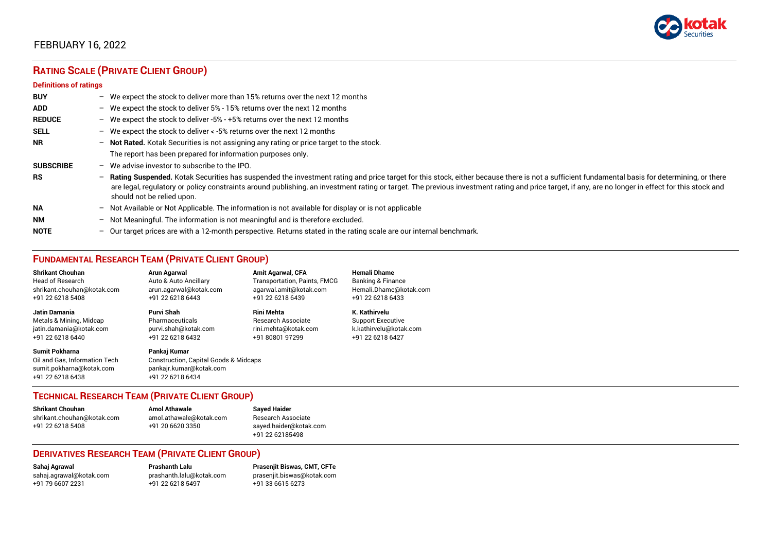FEBRUARY 16, 2022

## RATING SCALE (PRIVATE CLIENT GROUP)

### Definitions of ratings

| | | |
|---|---|---|
| **BUY** | – | We expect the stock to deliver more than 15% returns over the next 12 months |
| **ADD** | – | We expect the stock to deliver 5% - 15% returns over the next 12 months |
| **REDUCE** | – | We expect the stock to deliver -5% - +5% returns over the next 12 months |
| **SELL** | – | We expect the stock to deliver < -5% returns over the next 12 months |
| **NR** | – | **Not Rated.** Kotak Securities is not assigning any rating or price target to the stock. The report has been prepared for information purposes only. |
| **SUBSCRIBE** | – | We advise investor to subscribe to the IPO. |
| **RS** | – | **Rating Suspended.** Kotak Securities has suspended the investment rating and price target for this stock, either because there is not a sufficient fundamental basis for determining, or there are legal, regulatory or policy constraints around publishing, an investment rating or target. The previous investment rating and price target, if any, are no longer in effect for this stock and should not be relied upon. |
| **NA** | – | Not Available or Not Applicable. The information is not available for display or is not applicable |
| **NM** | – | Not Meaningful. The information is not meaningful and is therefore excluded. |
| **NOTE** | – | Our target prices are with a 12-month perspective. Returns stated in the rating scale are our internal benchmark. |

## FUNDAMENTAL RESEARCH TEAM (PRIVATE CLIENT GROUP)

**Shrikant Chouhan**
Head of Research
shrikant.chouhan@kotak.com
+91 22 6218 5408

**Arun Agarwal**
Auto & Auto Ancillary
arun.agarwal@kotak.com
+91 22 6218 6443

**Amit Agarwal, CFA**
Transportation, Paints, FMCG
agarwal.amit@kotak.com
+91 22 6218 6439

**Hemali Dhame**
Banking & Finance
Hemali.Dhame@kotak.com
+91 22 6218 6433

**Jatin Damania**
Metals & Mining, Midcap
jatin.damania@kotak.com
+91 22 6218 6440

**Purvi Shah**
Pharmaceuticals
purvi.shah@kotak.com
+91 22 6218 6432

**Rini Mehta**
Research Associate
rini.mehta@kotak.com
+91 80801 97299

**K. Kathirvelu**
Support Executive
k.kathirvelu@kotak.com
+91 22 6218 6427

**Sumit Pokharna**
Oil and Gas, Information Tech
sumit.pokharna@kotak.com
+91 22 6218 6438

**Pankaj Kumar**
Construction, Capital Goods & Midcaps
pankajr.kumar@kotak.com
+91 22 6218 6434

## TECHNICAL RESEARCH TEAM (PRIVATE CLIENT GROUP)

**Shrikant Chouhan**
shrikant.chouhan@kotak.com
+91 22 6218 5408

**Amol Athawale**
amol.athawale@kotak.com
+91 20 6620 3350

**Sayed Haider**
Research Associate
sayed.haider@kotak.com
+91 22 62185498

## DERIVATIVES RESEARCH TEAM (PRIVATE CLIENT GROUP)

**Sahaj Agrawal**
sahaj.agrawal@kotak.com
+91 79 6607 2231

**Prashanth Lalu**
prashanth.lalu@kotak.com
+91 22 6218 5497

**Prasenjit Biswas, CMT, CFTe**
prasenjit.biswas@kotak.com
+91 33 6615 6273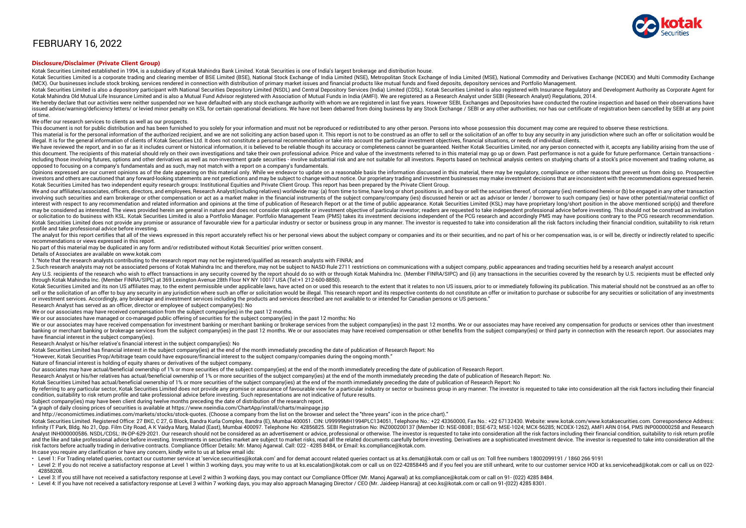FEBRUARY 16, 2022

### Disclosure/Disclaimer (Private Client Group)

Kotak Securities Limited established in 1994, is a subsidiary of Kotak Mahindra Bank Limited. Kotak Securities is one of India's largest brokerage and distribution house.

Kotak Securities Limited is a corporate trading and clearing member of BSE Limited (BSE), National Stock Exchange of India Limited (NSE), Metropolitan Stock Exchange of India Limited (MSE), National Commodity and Derivatives Exchange (NCDEX) and Multi Commodity Exchange (MCX). Our businesses include stock broking, services rendered in connection with distribution of primary market issues and financial products like mutual funds and fixed deposits, depository services and Portfolio Management.

Kotak Securities Limited is also a depository participant with National Securities Depository Limited (NSDL) and Central Depository Services (India) Limited (CDSL). Kotak Securities Limited is also registered with Insurance Regulatory and Development Authority as Corporate Agent for Kotak Mahindra Old Mutual Life Insurance Limited and is also a Mutual Fund Advisor registered with Association of Mutual Funds in India (AMFI). We are registered as a Research Analyst under SEBI (Research Analyst) Regulations, 2014.

We hereby declare that our activities were neither suspended nor we have defaulted with any stock exchange authority with whom we are registered in last five years. However SEBI, Exchanges and Depositories have conducted the routine inspection and based on their observations have issued advise/warning/deficiency letters/ or levied minor penalty on KSL for certain operational deviations. We have not been debarred from doing business by any Stock Exchange / SEBI or any other authorities; nor has our certificate of registration been cancelled by SEBI at any point of time.

We offer our research services to clients as well as our prospects.

This document is not for public distribution and has been furnished to you solely for your information and must not be reproduced or redistributed to any other person. Persons into whose possession this document may come are required to observe these restrictions.

This material is for the personal information of the authorized recipient, and we are not soliciting any action based upon it. This report is not to be construed as an offer to sell or the solicitation of an offer to buy any security in any jurisdiction where such an offer or solicitation would be illegal. It is for the general information of clients of Kotak Securities Ltd. It does not constitute a personal recommendation or take into account the particular investment objectives, financial situations, or needs of individual clients.

We have reviewed the report, and in so far as it includes current or historical information, it is believed to be reliable though its accuracy or completeness cannot be guaranteed. Neither Kotak Securities Limited, nor any person connected with it, accepts any liability arising from the use of this document. The recipients of this material should rely on their own investigations and take their own professional advice. Price and value of the investments referred to in this material may go up or down. Past performance is not a guide for future performance. Certain transactions - including those involving futures, options and other derivatives as well as non-investment grade securities - involve substantial risk and are not suitable for all investors. Reports based on technical analysis centers on studying charts of a stock's price movement and trading volume, as opposed to focusing on a company's fundamentals and as such, may not match with a report on a company's fundamentals.

Opinions expressed are our current opinions as of the date appearing on this material only. While we endeavor to update on a reasonable basis the information discussed in this material, there may be regulatory, compliance or other reasons that prevent us from doing so. Prospective investors and others are cautioned that any forward-looking statements are not predictions and may be subject to change without notice. Our proprietary trading and investment businesses may make investment decisions that are inconsistent with the recommendations expressed herein. Kotak Securities Limited has two independent equity research groups: Institutional Equities and Private Client Group. This report has been prepared by the Private Client Group.

We and our affiliates/associates, officers, directors, and employees, Research Analyst(including relatives) worldwide may: (a) from time to time, have long or short positions in, and buy or sell the securities thereof, of company (ies) mentioned herein or (b) be engaged in any other transaction involving such securities and earn brokerage or other compensation or act as a market maker in the financial instruments of the subject company/company (ies) discussed herein or act as advisor or lender / borrower to such company (ies) or have other potential/material conflict of interest with respect to any recommendation and related information and opinions at the time of publication of Research Report or at the time of public appearance. Kotak Securities Limited (KSL) may have proprietary long/short position in the above mentioned scrip(s) and therefore may be considered as interested. The views provided herein are general in nature and does not consider risk appetite or investment objective of particular investor; readers are requested to take independent professional advice before investing. This should not be construed as invitation or solicitation to do business with KSL. Kotak Securities Limited is also a Portfolio Manager. Portfolio Management Team (PMS) takes its investment decisions independent of the PCG research and accordingly PMS may have positions contrary to the PCG research recommendation. Kotak Securities Limited does not provide any promise or assurance of favourable view for a particular industry or sector or business group in any manner. The investor is requested to take into consideration all the risk factors including their financial condition, suitability to risk return profile and take professional advice before investing.

The analyst for this report certifies that all of the views expressed in this report accurately reflect his or her personal views about the subject company or companies and its or their securities, and no part of his or her compensation was, is or will be, directly or indirectly related to specific recommendations or views expressed in this report.

No part of this material may be duplicated in any form and/or redistributed without Kotak Securities' prior written consent.

Details of Associates are available on www.kotak.com

1."Note that the research analysts contributing to the research report may not be registered/qualified as research analysts with FINRA; and

2.Such research analysts may not be associated persons of Kotak Mahindra Inc and therefore, may not be subject to NASD Rule 2711 restrictions on communications with a subject company, public appearances and trading securities held by a research analyst account

Any U.S. recipients of the research who wish to effect transactions in any security covered by the report should do so with or through Kotak Mahindra Inc. (Member FINRA/SIPC) and (ii) any transactions in the securities covered by the research by U.S. recipients must be effected only through Kotak Mahindra Inc. (Member FINRA/SIPC) at 369 Lexington Avenue 28th Floor NY NY 10017 USA (Tel:+1 212-600-8850).

Kotak Securities Limited and its non US affiliates may, to the extent permissible under applicable laws, have acted on or used this research to the extent that it relates to non US issuers, prior to or immediately following its publication. This material should not be construed as an offer to sell or the solicitation of an offer to buy any security in any jurisdiction where such an offer or solicitation would be illegal. This research report and its respective contents do not constitute an offer or invitation to purchase or subscribe for any securities or solicitation of any investments or investment services. Accordingly, any brokerage and investment services including the products and services described are not available to or intended for Canadian persons or US persons."

Research Analyst has served as an officer, director or employee of subject company(ies): No

We or our associates may have received compensation from the subject company(ies) in the past 12 months.

We or our associates have managed or co-managed public offering of securities for the subject company(ies) in the past 12 months: No

We or our associates may have received compensation for investment banking or merchant banking or brokerage services from the subject company(ies) in the past 12 months. We or our associates may have received any compensation for products or services other than investment banking or merchant banking or brokerage services from the subject company(ies) in the past 12 months. We or our associates may have received compensation or other benefits from the subject company(ies) or third party in connection with the research report. Our associates may have financial interest in the subject company(ies).

Research Analyst or his/her relative's financial interest in the subject company(ies): No

Kotak Securities Limited has financial interest in the subject company(ies) at the end of the month immediately preceding the date of publication of Research Report: No

"However, Kotak Securities Prop/Arbitrage team could have exposure/financial interest to the subject company/companies during the ongoing month."

Nature of financial interest is holding of equity shares or derivatives of the subject company.

Our associates may have actual/beneficial ownership of 1% or more securities of the subject company(ies) at the end of the month immediately preceding the date of publication of Research Report.

Research Analyst or his/her relatives has actual/beneficial ownership of 1% or more securities of the subject company(ies) at the end of the month immediately preceding the date of publication of Research Report: No.

Kotak Securities Limited has actual/beneficial ownership of 1% or more securities of the subject company(ies) at the end of the month immediately preceding the date of publication of Research Report: No

By referring to any particular sector, Kotak Securities Limited does not provide any promise or assurance of favourable view for a particular industry or sector or business group in any manner. The investor is requested to take into consideration all the risk factors including their financial condition, suitability to risk return profile and take professional advice before investing. Such representations are not indicative of future results.

Subject company(ies) may have been client during twelve months preceding the date of distribution of the research report.

"A graph of daily closing prices of securities is available at https://www.nseindia.com/ChartApp/install/charts/mainpage.jsp

and http://economictimes.indiatimes.com/markets/stocks/stock-quotes. (Choose a company from the list on the browser and select the "three years" icon in the price chart)."

Kotak Securities Limited. Registered Office: 27 BKC, C 27, G Block, Bandra Kurla Complex, Bandra (E), Mumbai 400051. CIN: U99999MH1994PLC134051, Telephone No.: +22 43360000, Fax No.: +22 67132430. Website: www.kotak.com/www.kotaksecurities.com. Correspondence Address: Infinity IT Park, Bldg. No 21, Opp. Film City Road, A K Vaidya Marg, Malad (East), Mumbai 400097. Telephone No: 42856825. SEBI Registration No: INZ000200137 (Member ID: NSE-08081; BSE-673; MSE-1024; MCX-56285; NCDEX-1262), AMFI ARN 0164, PMS INP000000258 and Research Analyst INH000000586. NSDL/CDSL: IN-DP-629-2021. Our research should not be considered as an advertisement or advice, professional or otherwise. The investor is requested to take into consideration all the risk factors including their financial condition, suitability to risk return profile and the like and take professional advice before investing. Investments in securities market are subject to market risks, read all the related documents carefully before investing. Derivatives are a sophisticated investment device. The investor is requested to take into consideration all the risk factors before actually trading in derivative contracts. Compliance Officer Details: Mr. Manoj Agarwal. Call: 022 - 4285 8484, or Email: ks.compliance@kotak.com.

In case you require any clarification or have any concern, kindly write to us at below email ids:

- Level 1: For Trading related queries, contact our customer service at 'service.securities@kotak.com' and for demat account related queries contact us at ks.demat@kotak.com or call us on: Toll free numbers 18002099191 / 1860 266 9191
- Level 2: If you do not receive a satisfactory response at Level 1 within 3 working days, you may write to us at ks.escalation@kotak.com or call us on 022-42858445 and if you feel you are still unheard, write to our customer service HOD at ks.servicehead@kotak.com or call us on 022-42858208.
- Level 3: If you still have not received a satisfactory response at Level 2 within 3 working days, you may contact our Compliance Officer (Mr. Manoj Agarwal) at ks.compliance@kotak.com or call on 91- (022) 4285 8484.
- Level 4: If you have not received a satisfactory response at Level 3 within 7 working days, you may also approach Managing Director / CEO (Mr. Jaideep Hansraj) at ceo.ks@kotak.com or call on 91-(022) 4285 8301.